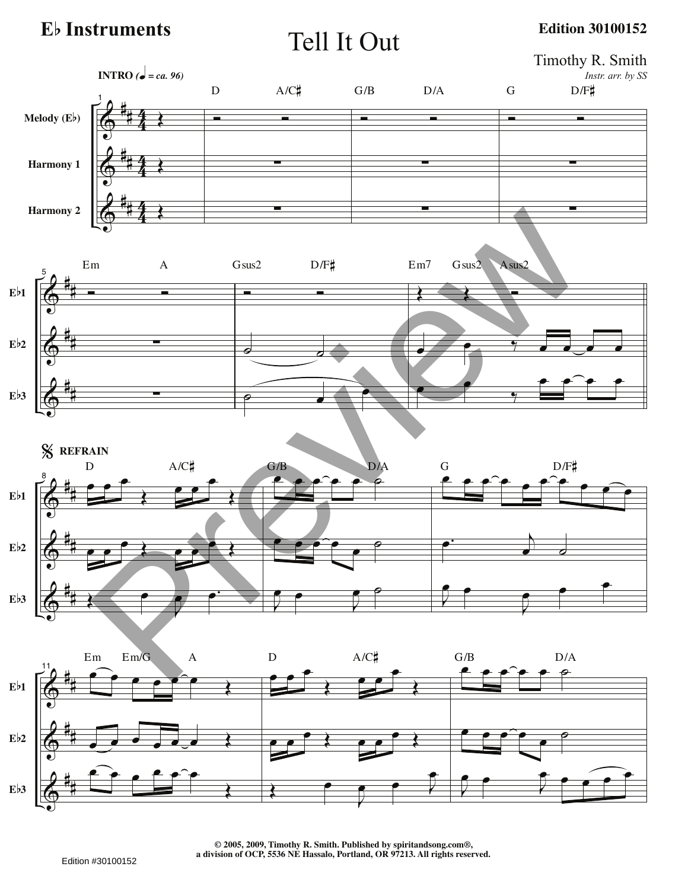**E♭ Instruments**

# Tell It Out

**Edition 30100152**

Timothy R. Smith

*Instr. arr. by SS*

**INTRO** (♩ = ca. 96)

D A/C♯ G/B D/A G D/F♯

Melody (E♭)

Harmony 1

Harmony 2

Em A Gsus2 D/F♯ Em7 Gsus2 Asus2

E♭1

E♭2

E♭3

𝄋 **REFRAIN**

D A/C♯ G/B D/A G D/F♯

Em Em/G A D A/C♯ G/B D/A

**© 2005, 2009, Timothy R. Smith. Published by spiritandsong.com®,**
**a division of OCP, 5536 NE Hassalo, Portland, OR 97213. All rights reserved.**

Edition #30100152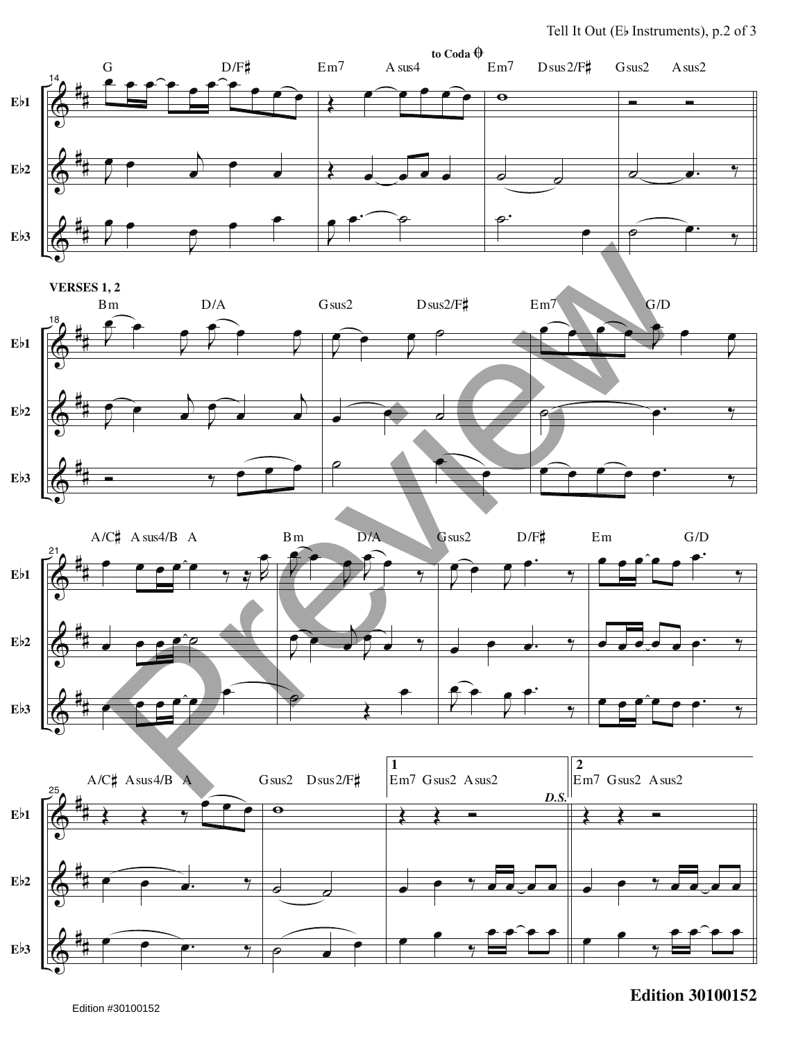**to Coda** 𝄌

G D/F♯ Em7 A sus4 Em7 Dsus2/F♯ Gsus2 Asus2

**VERSES 1, 2**

Bm D/A Gsus2 Dsus2/F♯ Em7 G/D

A/C♯ A sus4/B A Bm D/A Gsus2 D/F♯ Em G/D

A/C♯ Asus4/B A Gsus2 Dsus2/F♯

1. Em7 Gsus2 Asus2 *D.S.*

2. Em7 Gsus2 Asus2

E♭1

E♭2

E♭3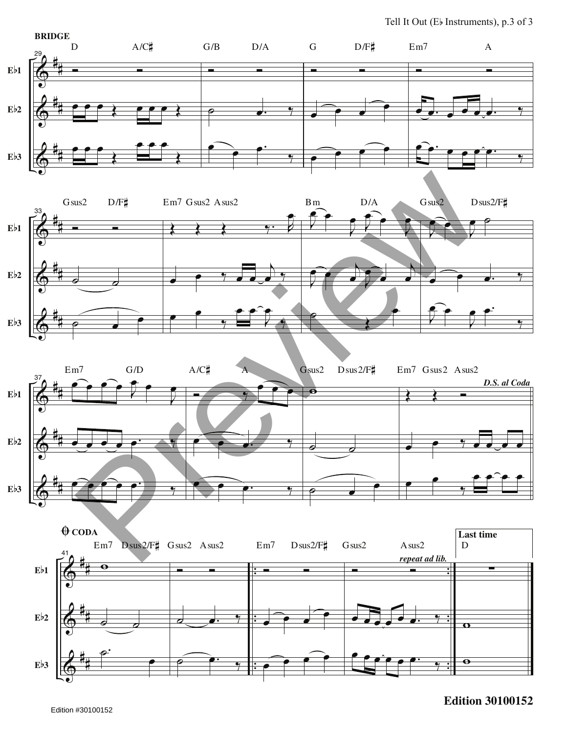**BRIDGE**

D A/C♯ G/B D/A G D/F♯ Em7 A

Gsus2 D/F♯ Em7 Gsus2 Asus2 Bm D/A Gsus2 Dsus2/F♯

Em7 G/D A/C♯ A Gsus2 Dsus2/F♯ Em7 Gsus2 Asus2

*D.S. al Coda*

**CODA**

Em7 Dsus2/F♯ Gsus2 Asus2 Em7 Dsus2/F♯ Gsus2 Asus2

*repeat ad lib.*

**Last time**

D

**Edition 30100152**

Edition #30100152